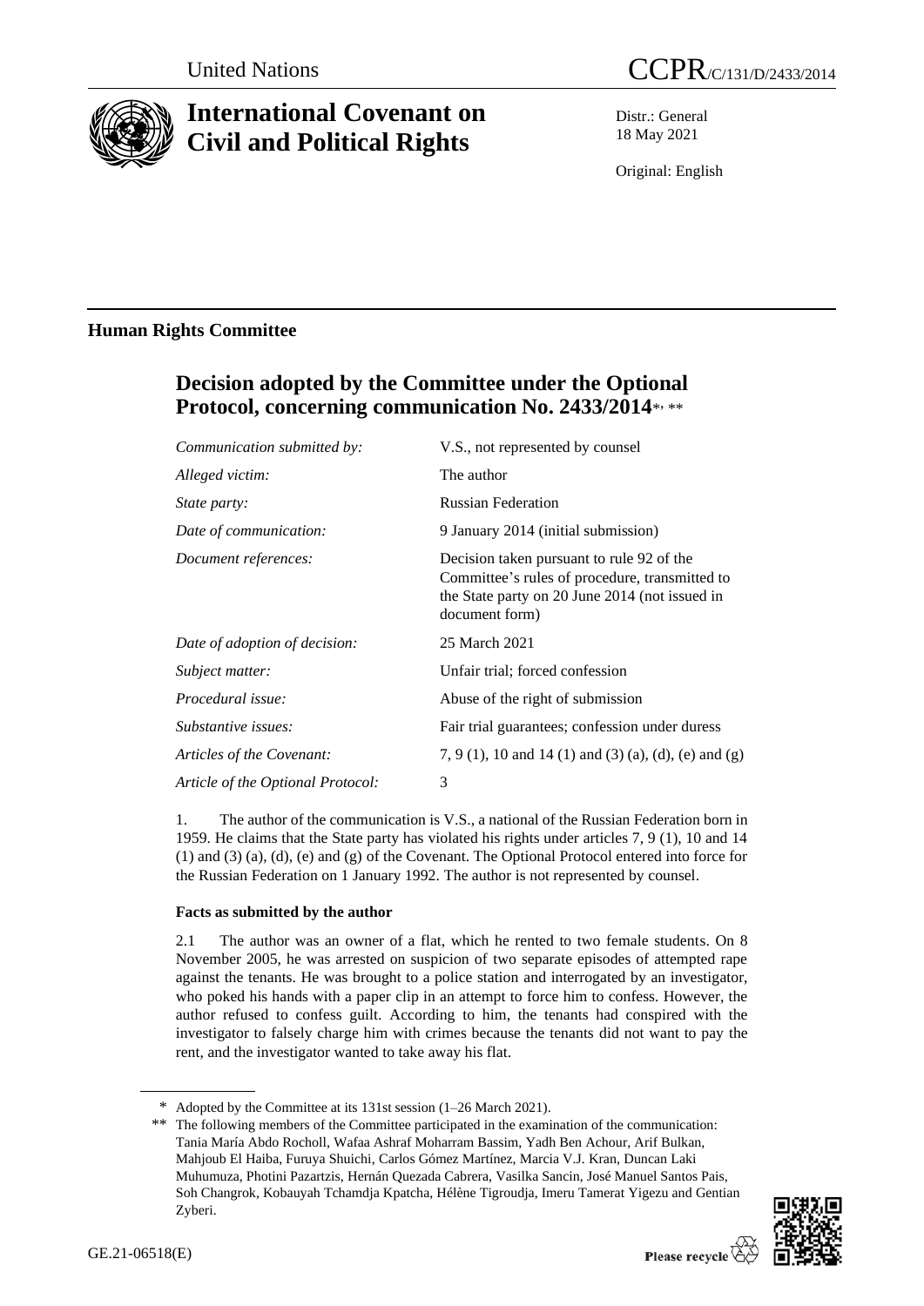United Nations

CCPR/C/131/D/2433/2014

# International Covenant on Civil and Political Rights

Distr.: General
18 May 2021

Original: English

## Human Rights Committee

# Decision adopted by the Committee under the Optional Protocol, concerning communication No. 2433/2014*, **

| | |
|---|---|
| *Communication submitted by:* | V.S., not represented by counsel |
| *Alleged victim:* | The author |
| *State party:* | Russian Federation |
| *Date of communication:* | 9 January 2014 (initial submission) |
| *Document references:* | Decision taken pursuant to rule 92 of the Committee's rules of procedure, transmitted to the State party on 20 June 2014 (not issued in document form) |
| *Date of adoption of decision:* | 25 March 2021 |
| *Subject matter:* | Unfair trial; forced confession |
| *Procedural issue:* | Abuse of the right of submission |
| *Substantive issues:* | Fair trial guarantees; confession under duress |
| *Articles of the Covenant:* | 7, 9 (1), 10 and 14 (1) and (3) (a), (d), (e) and (g) |
| *Article of the Optional Protocol:* | 3 |

1. The author of the communication is V.S., a national of the Russian Federation born in 1959. He claims that the State party has violated his rights under articles 7, 9 (1), 10 and 14 (1) and (3) (a), (d), (e) and (g) of the Covenant. The Optional Protocol entered into force for the Russian Federation on 1 January 1992. The author is not represented by counsel.

### Facts as submitted by the author

2.1 The author was an owner of a flat, which he rented to two female students. On 8 November 2005, he was arrested on suspicion of two separate episodes of attempted rape against the tenants. He was brought to a police station and interrogated by an investigator, who poked his hands with a paper clip in an attempt to force him to confess. However, the author refused to confess guilt. According to him, the tenants had conspired with the investigator to falsely charge him with crimes because the tenants did not want to pay the rent, and the investigator wanted to take away his flat.

\* Adopted by the Committee at its 131st session (1–26 March 2021).

\*\* The following members of the Committee participated in the examination of the communication: Tania María Abdo Rocholl, Wafaa Ashraf Moharram Bassim, Yadh Ben Achour, Arif Bulkan, Mahjoub El Haiba, Furuya Shuichi, Carlos Gómez Martínez, Marcia V.J. Kran, Duncan Laki Muhumuza, Photini Pazartzis, Hernán Quezada Cabrera, Vasilka Sancin, José Manuel Santos Pais, Soh Changrok, Kobauyah Tchamdja Kpatcha, Hélène Tigroudja, Imeru Tamerat Yigezu and Gentian Zyberi.

GE.21-06518(E)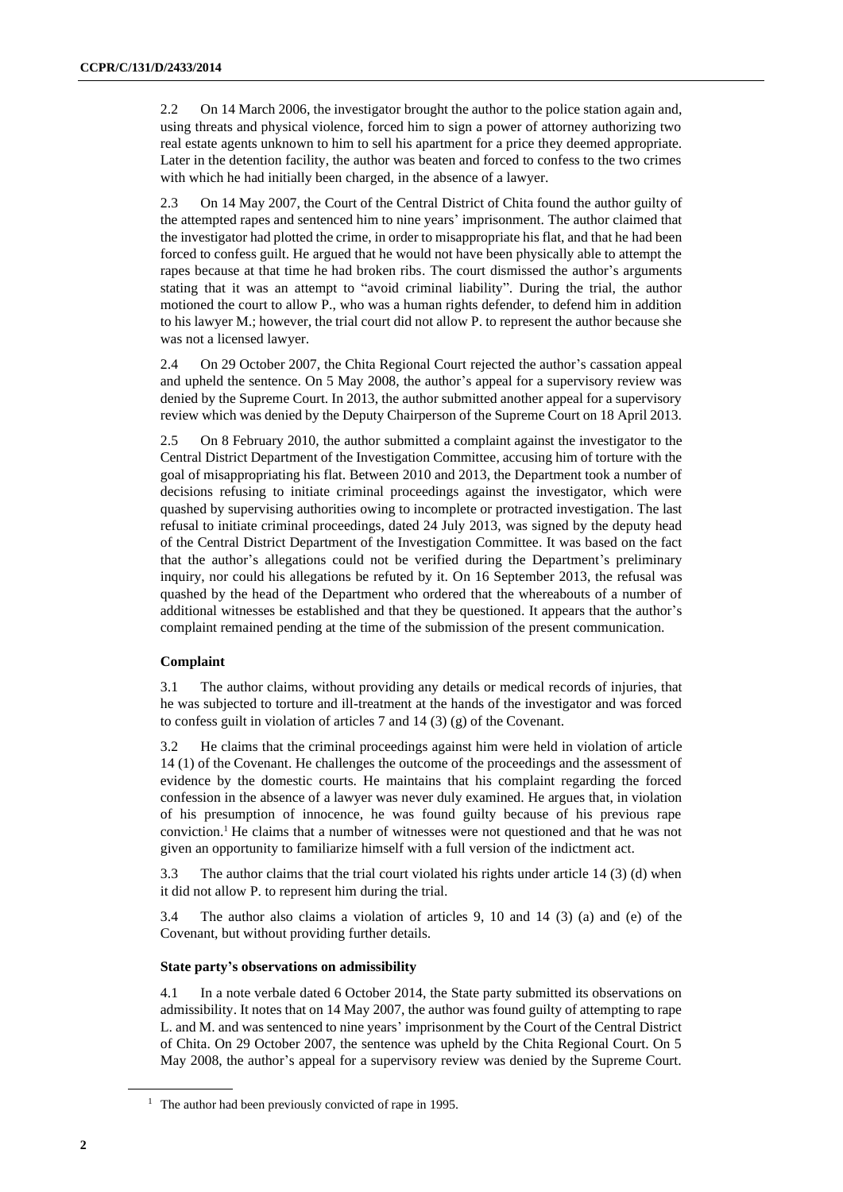2.2 On 14 March 2006, the investigator brought the author to the police station again and, using threats and physical violence, forced him to sign a power of attorney authorizing two real estate agents unknown to him to sell his apartment for a price they deemed appropriate. Later in the detention facility, the author was beaten and forced to confess to the two crimes with which he had initially been charged, in the absence of a lawyer.

2.3 On 14 May 2007, the Court of the Central District of Chita found the author guilty of the attempted rapes and sentenced him to nine years' imprisonment. The author claimed that the investigator had plotted the crime, in order to misappropriate his flat, and that he had been forced to confess guilt. He argued that he would not have been physically able to attempt the rapes because at that time he had broken ribs. The court dismissed the author's arguments stating that it was an attempt to "avoid criminal liability". During the trial, the author motioned the court to allow P., who was a human rights defender, to defend him in addition to his lawyer M.; however, the trial court did not allow P. to represent the author because she was not a licensed lawyer.

2.4 On 29 October 2007, the Chita Regional Court rejected the author's cassation appeal and upheld the sentence. On 5 May 2008, the author's appeal for a supervisory review was denied by the Supreme Court. In 2013, the author submitted another appeal for a supervisory review which was denied by the Deputy Chairperson of the Supreme Court on 18 April 2013.

2.5 On 8 February 2010, the author submitted a complaint against the investigator to the Central District Department of the Investigation Committee, accusing him of torture with the goal of misappropriating his flat. Between 2010 and 2013, the Department took a number of decisions refusing to initiate criminal proceedings against the investigator, which were quashed by supervising authorities owing to incomplete or protracted investigation. The last refusal to initiate criminal proceedings, dated 24 July 2013, was signed by the deputy head of the Central District Department of the Investigation Committee. It was based on the fact that the author's allegations could not be verified during the Department's preliminary inquiry, nor could his allegations be refuted by it. On 16 September 2013, the refusal was quashed by the head of the Department who ordered that the whereabouts of a number of additional witnesses be established and that they be questioned. It appears that the author's complaint remained pending at the time of the submission of the present communication.

### Complaint

3.1 The author claims, without providing any details or medical records of injuries, that he was subjected to torture and ill-treatment at the hands of the investigator and was forced to confess guilt in violation of articles 7 and 14 (3) (g) of the Covenant.

3.2 He claims that the criminal proceedings against him were held in violation of article 14 (1) of the Covenant. He challenges the outcome of the proceedings and the assessment of evidence by the domestic courts. He maintains that his complaint regarding the forced confession in the absence of a lawyer was never duly examined. He argues that, in violation of his presumption of innocence, he was found guilty because of his previous rape conviction.[1] He claims that a number of witnesses were not questioned and that he was not given an opportunity to familiarize himself with a full version of the indictment act.

3.3 The author claims that the trial court violated his rights under article 14 (3) (d) when it did not allow P. to represent him during the trial.

3.4 The author also claims a violation of articles 9, 10 and 14 (3) (a) and (e) of the Covenant, but without providing further details.

### State party's observations on admissibility

4.1 In a note verbale dated 6 October 2014, the State party submitted its observations on admissibility. It notes that on 14 May 2007, the author was found guilty of attempting to rape L. and M. and was sentenced to nine years' imprisonment by the Court of the Central District of Chita. On 29 October 2007, the sentence was upheld by the Chita Regional Court. On 5 May 2008, the author's appeal for a supervisory review was denied by the Supreme Court.

[1] The author had been previously convicted of rape in 1995.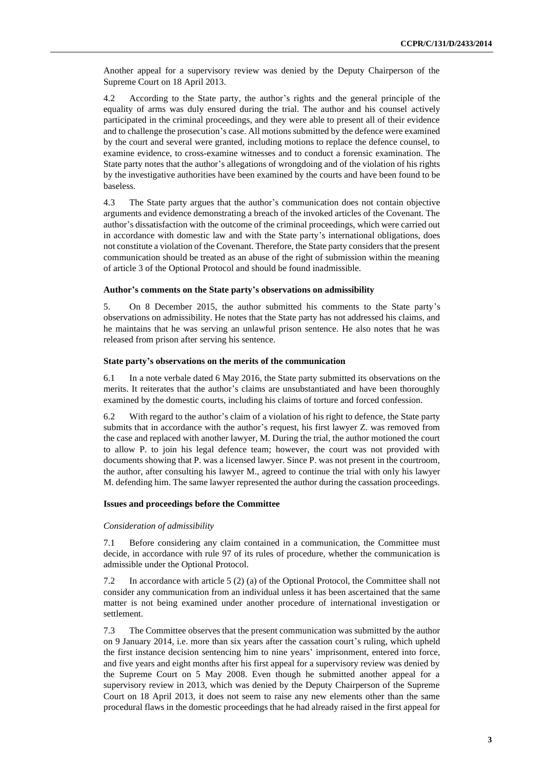Another appeal for a supervisory review was denied by the Deputy Chairperson of the Supreme Court on 18 April 2013.

4.2 According to the State party, the author's rights and the general principle of the equality of arms was duly ensured during the trial. The author and his counsel actively participated in the criminal proceedings, and they were able to present all of their evidence and to challenge the prosecution's case. All motions submitted by the defence were examined by the court and several were granted, including motions to replace the defence counsel, to examine evidence, to cross-examine witnesses and to conduct a forensic examination. The State party notes that the author's allegations of wrongdoing and of the violation of his rights by the investigative authorities have been examined by the courts and have been found to be baseless.

4.3 The State party argues that the author's communication does not contain objective arguments and evidence demonstrating a breach of the invoked articles of the Covenant. The author's dissatisfaction with the outcome of the criminal proceedings, which were carried out in accordance with domestic law and with the State party's international obligations, does not constitute a violation of the Covenant. Therefore, the State party considers that the present communication should be treated as an abuse of the right of submission within the meaning of article 3 of the Optional Protocol and should be found inadmissible.

### Author's comments on the State party's observations on admissibility

5. On 8 December 2015, the author submitted his comments to the State party's observations on admissibility. He notes that the State party has not addressed his claims, and he maintains that he was serving an unlawful prison sentence. He also notes that he was released from prison after serving his sentence.

### State party's observations on the merits of the communication

6.1 In a note verbale dated 6 May 2016, the State party submitted its observations on the merits. It reiterates that the author's claims are unsubstantiated and have been thoroughly examined by the domestic courts, including his claims of torture and forced confession.

6.2 With regard to the author's claim of a violation of his right to defence, the State party submits that in accordance with the author's request, his first lawyer Z. was removed from the case and replaced with another lawyer, M. During the trial, the author motioned the court to allow P. to join his legal defence team; however, the court was not provided with documents showing that P. was a licensed lawyer. Since P. was not present in the courtroom, the author, after consulting his lawyer M., agreed to continue the trial with only his lawyer M. defending him. The same lawyer represented the author during the cassation proceedings.

### Issues and proceedings before the Committee

#### *Consideration of admissibility*

7.1 Before considering any claim contained in a communication, the Committee must decide, in accordance with rule 97 of its rules of procedure, whether the communication is admissible under the Optional Protocol.

7.2 In accordance with article 5 (2) (a) of the Optional Protocol, the Committee shall not consider any communication from an individual unless it has been ascertained that the same matter is not being examined under another procedure of international investigation or settlement.

7.3 The Committee observes that the present communication was submitted by the author on 9 January 2014, i.e. more than six years after the cassation court's ruling, which upheld the first instance decision sentencing him to nine years' imprisonment, entered into force, and five years and eight months after his first appeal for a supervisory review was denied by the Supreme Court on 5 May 2008. Even though he submitted another appeal for a supervisory review in 2013, which was denied by the Deputy Chairperson of the Supreme Court on 18 April 2013, it does not seem to raise any new elements other than the same procedural flaws in the domestic proceedings that he had already raised in the first appeal for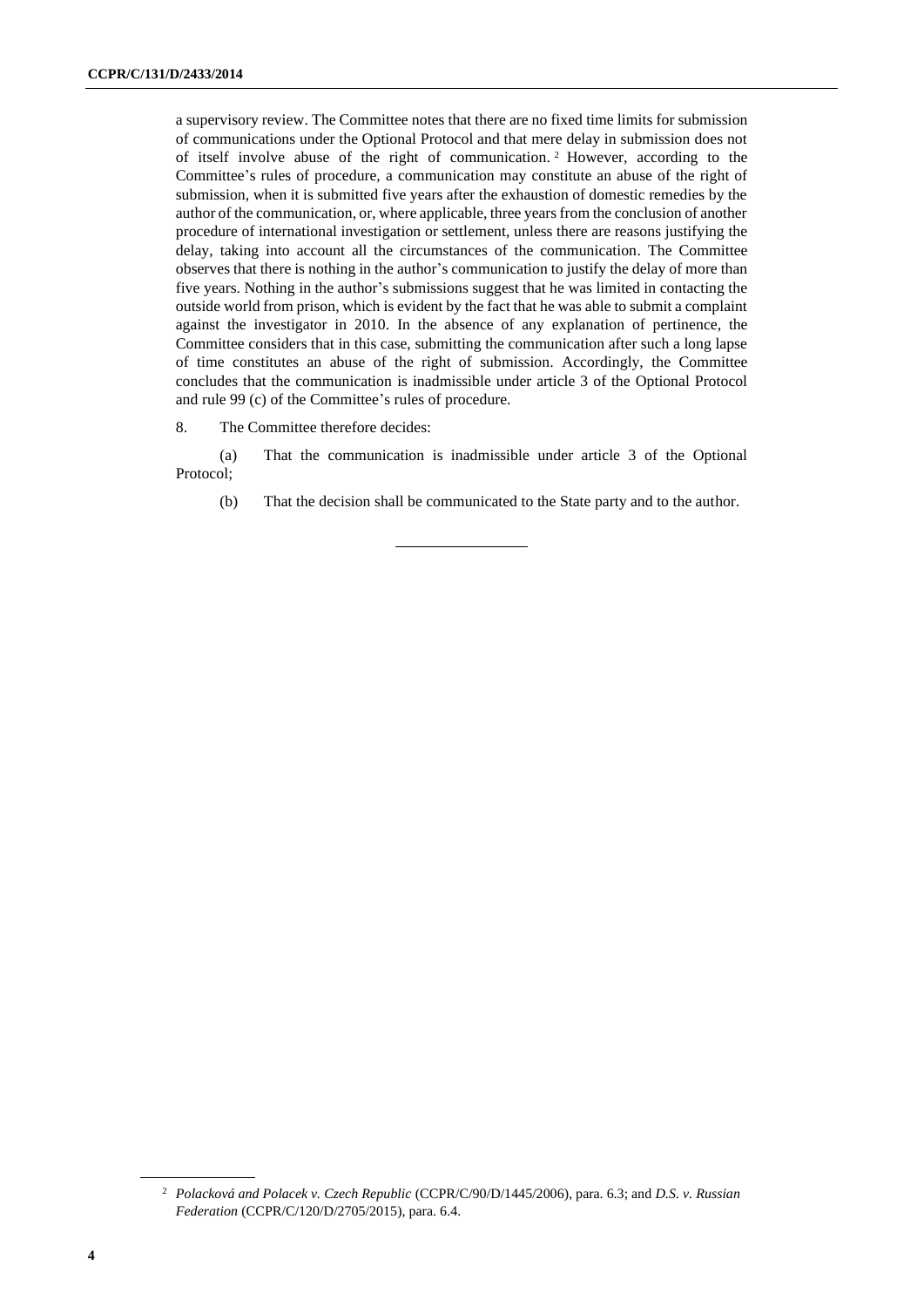a supervisory review. The Committee notes that there are no fixed time limits for submission of communications under the Optional Protocol and that mere delay in submission does not of itself involve abuse of the right of communication.[2] However, according to the Committee's rules of procedure, a communication may constitute an abuse of the right of submission, when it is submitted five years after the exhaustion of domestic remedies by the author of the communication, or, where applicable, three years from the conclusion of another procedure of international investigation or settlement, unless there are reasons justifying the delay, taking into account all the circumstances of the communication. The Committee observes that there is nothing in the author's communication to justify the delay of more than five years. Nothing in the author's submissions suggest that he was limited in contacting the outside world from prison, which is evident by the fact that he was able to submit a complaint against the investigator in 2010. In the absence of any explanation of pertinence, the Committee considers that in this case, submitting the communication after such a long lapse of time constitutes an abuse of the right of submission. Accordingly, the Committee concludes that the communication is inadmissible under article 3 of the Optional Protocol and rule 99 (c) of the Committee's rules of procedure.

8. The Committee therefore decides:

(a) That the communication is inadmissible under article 3 of the Optional Protocol;

(b) That the decision shall be communicated to the State party and to the author.

---

[2] *Polacková and Polacek v. Czech Republic* (CCPR/C/90/D/1445/2006), para. 6.3; and *D.S. v. Russian Federation* (CCPR/C/120/D/2705/2015), para. 6.4.